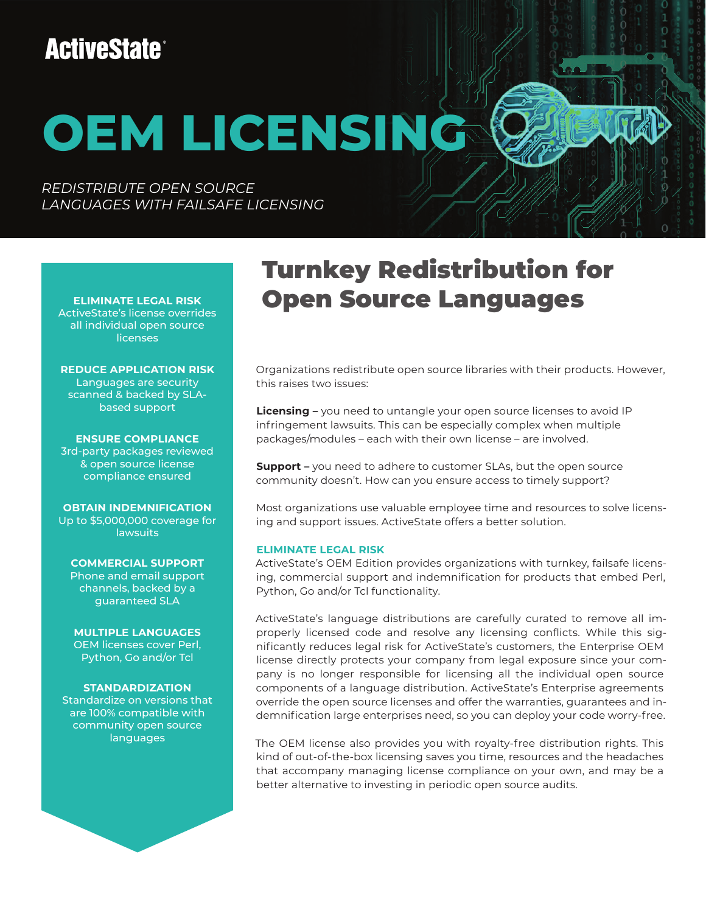ActiveState

# OEM LICENSING

*REDISTRIBUTE OPEN SOURCE LANGUAGES WITH FAILSAFE LICENSING*

**ELIMINATE LEGAL RISK**
ActiveState's license overrides all individual open source licenses

**REDUCE APPLICATION RISK**
Languages are security scanned & backed by SLA-based support

**ENSURE COMPLIANCE**
3rd-party packages reviewed & open source license compliance ensured

**OBTAIN INDEMNIFICATION**
Up to $5,000,000 coverage for lawsuits

**COMMERCIAL SUPPORT**
Phone and email support channels, backed by a guaranteed SLA

**MULTIPLE LANGUAGES**
OEM licenses cover Perl, Python, Go and/or Tcl

**STANDARDIZATION**
Standardize on versions that are 100% compatible with community open source languages

## Turnkey Redistribution for Open Source Languages

Organizations redistribute open source libraries with their products. However, this raises two issues:

**Licensing –** you need to untangle your open source licenses to avoid IP infringement lawsuits. This can be especially complex when multiple packages/modules – each with their own license – are involved.

**Support –** you need to adhere to customer SLAs, but the open source community doesn't. How can you ensure access to timely support?

Most organizations use valuable employee time and resources to solve licensing and support issues. ActiveState offers a better solution.

### ELIMINATE LEGAL RISK

ActiveState's OEM Edition provides organizations with turnkey, failsafe licensing, commercial support and indemnification for products that embed Perl, Python, Go and/or Tcl functionality.

ActiveState's language distributions are carefully curated to remove all improperly licensed code and resolve any licensing conflicts. While this significantly reduces legal risk for ActiveState's customers, the Enterprise OEM license directly protects your company from legal exposure since your company is no longer responsible for licensing all the individual open source components of a language distribution. ActiveState's Enterprise agreements override the open source licenses and offer the warranties, guarantees and indemnification large enterprises need, so you can deploy your code worry-free.

The OEM license also provides you with royalty-free distribution rights. This kind of out-of-the-box licensing saves you time, resources and the headaches that accompany managing license compliance on your own, and may be a better alternative to investing in periodic open source audits.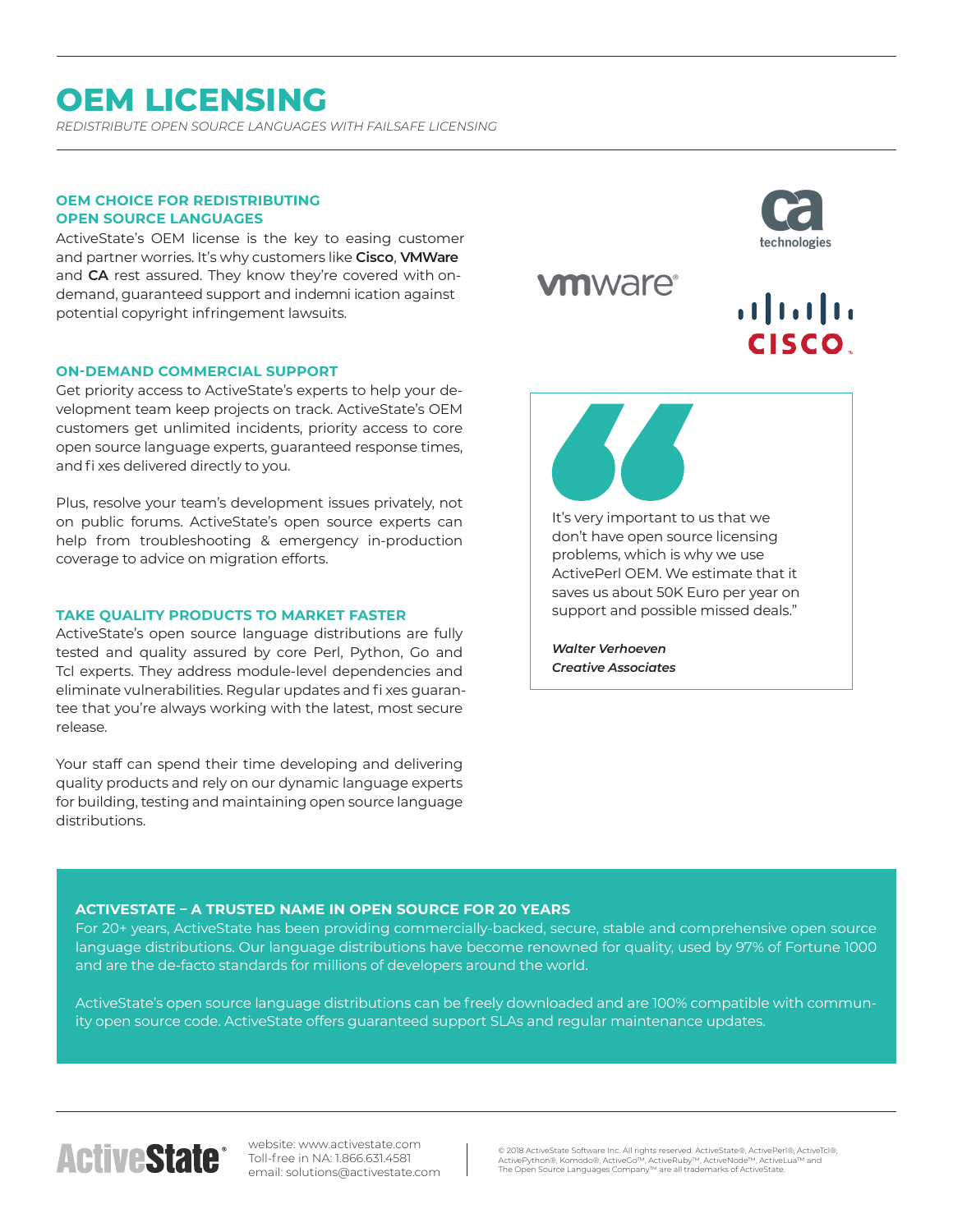# OEM LICENSING

*REDISTRIBUTE OPEN SOURCE LANGUAGES WITH FAILSAFE LICENSING*

## OEM CHOICE FOR REDISTRIBUTING OPEN SOURCE LANGUAGES

ActiveState's OEM license is the key to easing customer and partner worries. It's why customers like **Cisco**, **VMWare** and **CA** rest assured. They know they're covered with on-demand, guaranteed support and indemni ication against potential copyright infringement lawsuits.

## ON-DEMAND COMMERCIAL SUPPORT

Get priority access to ActiveState's experts to help your development team keep projects on track. ActiveState's OEM customers get unlimited incidents, priority access to core open source language experts, guaranteed response times, and fi xes delivered directly to you.

Plus, resolve your team's development issues privately, not on public forums. ActiveState's open source experts can help from troubleshooting & emergency in-production coverage to advice on migration efforts.

## TAKE QUALITY PRODUCTS TO MARKET FASTER

ActiveState's open source language distributions are fully tested and quality assured by core Perl, Python, Go and Tcl experts. They address module-level dependencies and eliminate vulnerabilities. Regular updates and fi xes guarantee that you're always working with the latest, most secure release.

Your staff can spend their time developing and delivering quality products and rely on our dynamic language experts for building, testing and maintaining open source language distributions.

> It's very important to us that we don't have open source licensing problems, which is why we use ActivePerl OEM. We estimate that it saves us about 50K Euro per year on support and possible missed deals."
>
> ***Walter Verhoeven***
> ***Creative Associates***

## ACTIVESTATE – A TRUSTED NAME IN OPEN SOURCE FOR 20 YEARS

For 20+ years, ActiveState has been providing commercially-backed, secure, stable and comprehensive open source language distributions. Our language distributions have become renowned for quality, used by 97% of Fortune 1000 and are the de-facto standards for millions of developers around the world.

ActiveState's open source language distributions can be freely downloaded and are 100% compatible with community open source code. ActiveState offers guaranteed support SLAs and regular maintenance updates.

ActiveState®

website: www.activestate.com
Toll-free in NA: 1.866.631.4581
email: solutions@activestate.com

© 2018 ActiveState Software Inc. All rights reserved. ActiveState®, ActivePerl®, ActiveTcl®, ActivePython®, Komodo®, ActiveGo™, ActiveRuby™, ActiveNode™, ActiveLua™ and The Open Source Languages Company™ are all trademarks of ActiveState.